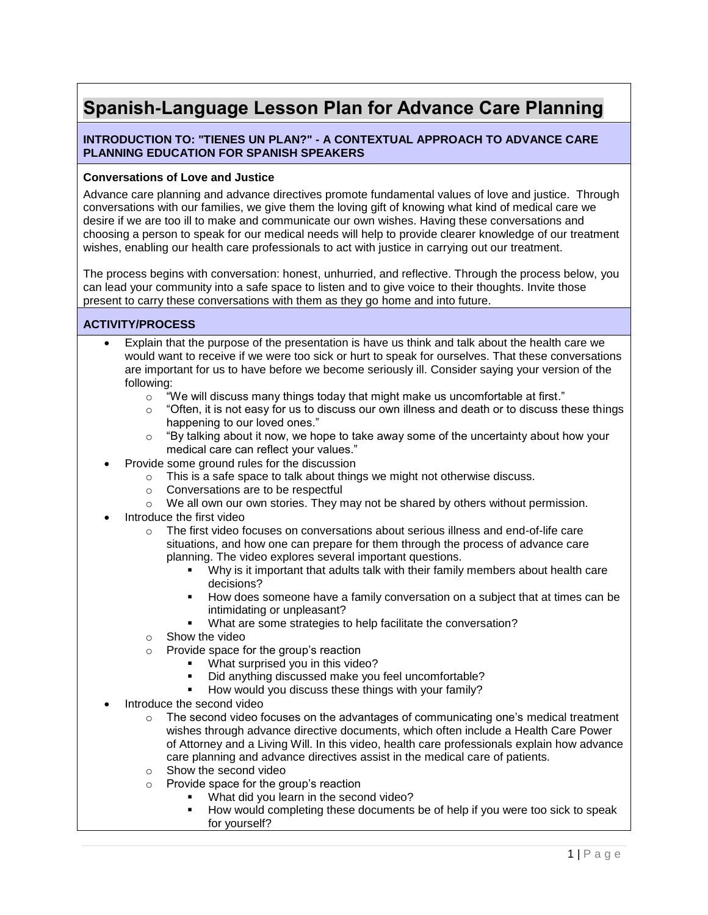# Spanish-Language Lesson Plan for Advance Care Planning

## INTRODUCTION TO: "TIENES UN PLAN?" - A CONTEXTUAL APPROACH TO ADVANCE CARE PLANNING EDUCATION FOR SPANISH SPEAKERS

### Conversations of Love and Justice

Advance care planning and advance directives promote fundamental values of love and justice. Through conversations with our families, we give them the loving gift of knowing what kind of medical care we desire if we are too ill to make and communicate our own wishes. Having these conversations and choosing a person to speak for our medical needs will help to provide clearer knowledge of our treatment wishes, enabling our health care professionals to act with justice in carrying out our treatment.

The process begins with conversation: honest, unhurried, and reflective. Through the process below, you can lead your community into a safe space to listen and to give voice to their thoughts. Invite those present to carry these conversations with them as they go home and into future.

## ACTIVITY/PROCESS

- Explain that the purpose of the presentation is have us think and talk about the health care we would want to receive if we were too sick or hurt to speak for ourselves. That these conversations are important for us to have before we become seriously ill. Consider saying your version of the following:
  - "We will discuss many things today that might make us uncomfortable at first."
  - "Often, it is not easy for us to discuss our own illness and death or to discuss these things happening to our loved ones."
  - "By talking about it now, we hope to take away some of the uncertainty about how your medical care can reflect your values."
- Provide some ground rules for the discussion
  - This is a safe space to talk about things we might not otherwise discuss.
  - Conversations are to be respectful
  - We all own our own stories. They may not be shared by others without permission.
- Introduce the first video
  - The first video focuses on conversations about serious illness and end-of-life care situations, and how one can prepare for them through the process of advance care planning. The video explores several important questions.
    - Why is it important that adults talk with their family members about health care decisions?
    - How does someone have a family conversation on a subject that at times can be intimidating or unpleasant?
    - What are some strategies to help facilitate the conversation?
  - Show the video
  - Provide space for the group's reaction
    - What surprised you in this video?
    - Did anything discussed make you feel uncomfortable?
    - How would you discuss these things with your family?
- Introduce the second video
  - The second video focuses on the advantages of communicating one's medical treatment wishes through advance directive documents, which often include a Health Care Power of Attorney and a Living Will. In this video, health care professionals explain how advance care planning and advance directives assist in the medical care of patients.
  - Show the second video
  - Provide space for the group's reaction
    - What did you learn in the second video?
    - How would completing these documents be of help if you were too sick to speak for yourself?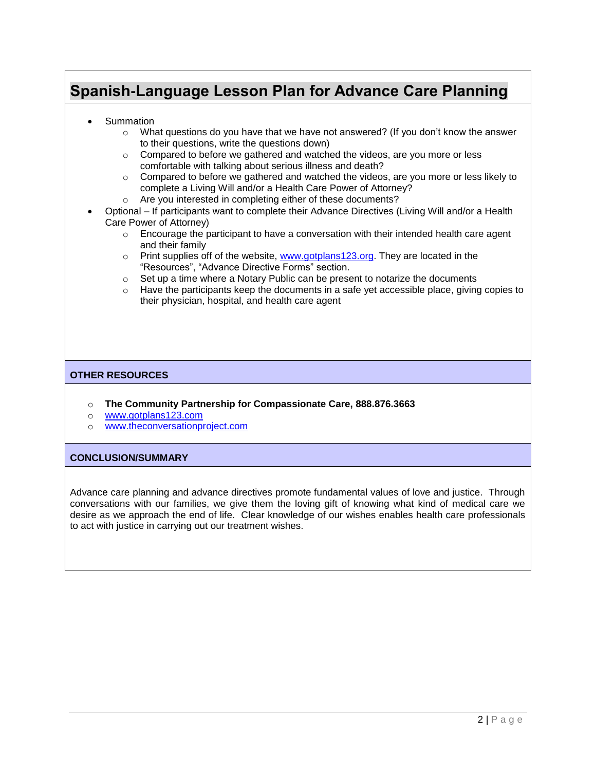# Spanish-Language Lesson Plan for Advance Care Planning

- Summation
  - What questions do you have that we have not answered? (If you don't know the answer to their questions, write the questions down)
  - Compared to before we gathered and watched the videos, are you more or less comfortable with talking about serious illness and death?
  - Compared to before we gathered and watched the videos, are you more or less likely to complete a Living Will and/or a Health Care Power of Attorney?
  - Are you interested in completing either of these documents?
- Optional – If participants want to complete their Advance Directives (Living Will and/or a Health Care Power of Attorney)
  - Encourage the participant to have a conversation with their intended health care agent and their family
  - Print supplies off of the website, www.gotplans123.org. They are located in the "Resources", "Advance Directive Forms" section.
  - Set up a time where a Notary Public can be present to notarize the documents
  - Have the participants keep the documents in a safe yet accessible place, giving copies to their physician, hospital, and health care agent

## OTHER RESOURCES

- **The Community Partnership for Compassionate Care, 888.876.3663**
- www.gotplans123.com
- www.theconversationproject.com

## CONCLUSION/SUMMARY

Advance care planning and advance directives promote fundamental values of love and justice. Through conversations with our families, we give them the loving gift of knowing what kind of medical care we desire as we approach the end of life. Clear knowledge of our wishes enables health care professionals to act with justice in carrying out our treatment wishes.